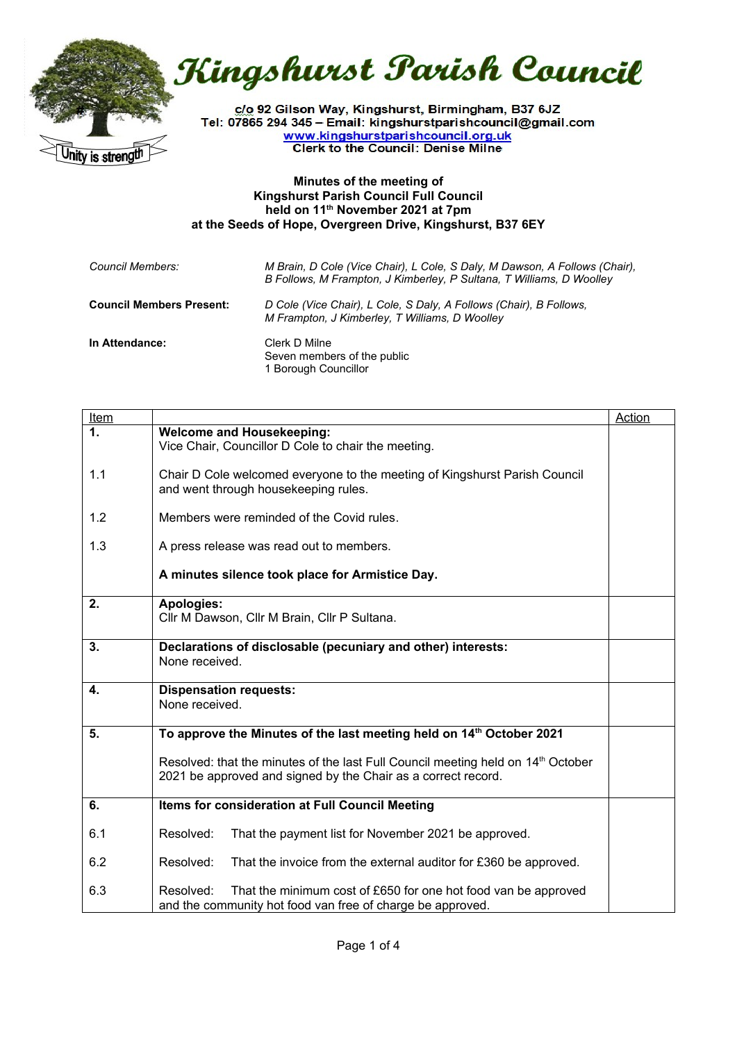# Kingshurst Parish Council

c/o 92 Gilson Way, Kingshurst, Birmingham, B37 6JZ
Tel: 07865 294 345 – Email: kingshurstparishcouncil@gmail.com
www.kingshurstparishcouncil.org.uk
Clerk to the Council: Denise Milne

Unity is strength

## Minutes of the meeting of Kingshurst Parish Council Full Council held on 11th November 2021 at 7pm at the Seeds of Hope, Overgreen Drive, Kingshurst, B37 6EY

| | |
|---|---|
| *Council Members:* | *M Brain, D Cole (Vice Chair), L Cole, S Daly, M Dawson, A Follows (Chair), B Follows, M Frampton, J Kimberley, P Sultana, T Williams, D Woolley* |
| **Council Members Present:** | *D Cole (Vice Chair), L Cole, S Daly, A Follows (Chair), B Follows, M Frampton, J Kimberley, T Williams, D Woolley* |
| **In Attendance:** | Clerk D Milne<br>Seven members of the public<br>1 Borough Councillor |

| Item | | Action |
|---|---|---|
| **1.** | **Welcome and Housekeeping:**<br>Vice Chair, Councillor D Cole to chair the meeting. | |
| 1.1 | Chair D Cole welcomed everyone to the meeting of Kingshurst Parish Council and went through housekeeping rules. | |
| 1.2 | Members were reminded of the Covid rules. | |
| 1.3 | A press release was read out to members.<br><br>**A minutes silence took place for Armistice Day.** | |
| **2.** | **Apologies:**<br>Cllr M Dawson, Cllr M Brain, Cllr P Sultana. | |
| **3.** | **Declarations of disclosable (pecuniary and other) interests:**<br>None received. | |
| **4.** | **Dispensation requests:**<br>None received. | |
| **5.** | **To approve the Minutes of the last meeting held on 14th October 2021**<br><br>Resolved: that the minutes of the last Full Council meeting held on 14th October 2021 be approved and signed by the Chair as a correct record. | |
| **6.** | **Items for consideration at Full Council Meeting** | |
| 6.1 | Resolved: That the payment list for November 2021 be approved. | |
| 6.2 | Resolved: That the invoice from the external auditor for £360 be approved. | |
| 6.3 | Resolved: That the minimum cost of £650 for one hot food van be approved and the community hot food van free of charge be approved. | |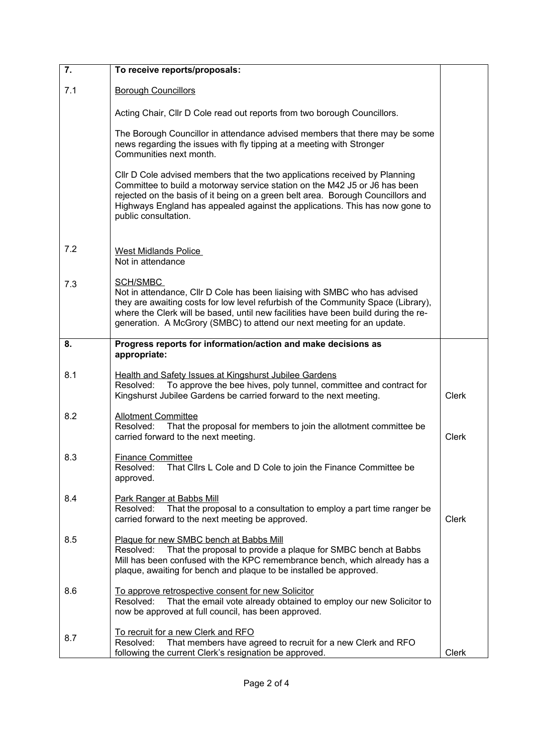| 7. | **To receive reports/proposals:** | |
|---|---|---|
| 7.1 | Borough Councillors<br><br>Acting Chair, Cllr D Cole read out reports from two borough Councillors.<br><br>The Borough Councillor in attendance advised members that there may be some news regarding the issues with fly tipping at a meeting with Stronger Communities next month.<br><br>Cllr D Cole advised members that the two applications received by Planning Committee to build a motorway service station on the M42 J5 or J6 has been rejected on the basis of it being on a green belt area. Borough Councillors and Highways England has appealed against the applications. This has now gone to public consultation. | |
| 7.2 | West Midlands Police<br>Not in attendance | |
| 7.3 | SCH/SMBC<br>Not in attendance, Cllr D Cole has been liaising with SMBC who has advised they are awaiting costs for low level refurbish of the Community Space (Library), where the Clerk will be based, until new facilities have been build during the re-generation. A McGrory (SMBC) to attend our next meeting for an update. | |
| **8.** | **Progress reports for information/action and make decisions as appropriate:** | |
| 8.1 | Health and Safety Issues at Kingshurst Jubilee Gardens<br>Resolved: To approve the bee hives, poly tunnel, committee and contract for Kingshurst Jubilee Gardens be carried forward to the next meeting. | Clerk |
| 8.2 | Allotment Committee<br>Resolved: That the proposal for members to join the allotment committee be carried forward to the next meeting. | Clerk |
| 8.3 | Finance Committee<br>Resolved: That Cllrs L Cole and D Cole to join the Finance Committee be approved. | |
| 8.4 | Park Ranger at Babbs Mill<br>Resolved: That the proposal to a consultation to employ a part time ranger be carried forward to the next meeting be approved. | Clerk |
| 8.5 | Plaque for new SMBC bench at Babbs Mill<br>Resolved: That the proposal to provide a plaque for SMBC bench at Babbs Mill has been confused with the KPC remembrance bench, which already has a plaque, awaiting for bench and plaque to be installed be approved. | |
| 8.6 | To approve retrospective consent for new Solicitor<br>Resolved: That the email vote already obtained to employ our new Solicitor to now be approved at full council, has been approved. | |
| 8.7 | To recruit for a new Clerk and RFO<br>Resolved: That members have agreed to recruit for a new Clerk and RFO following the current Clerk's resignation be approved. | Clerk |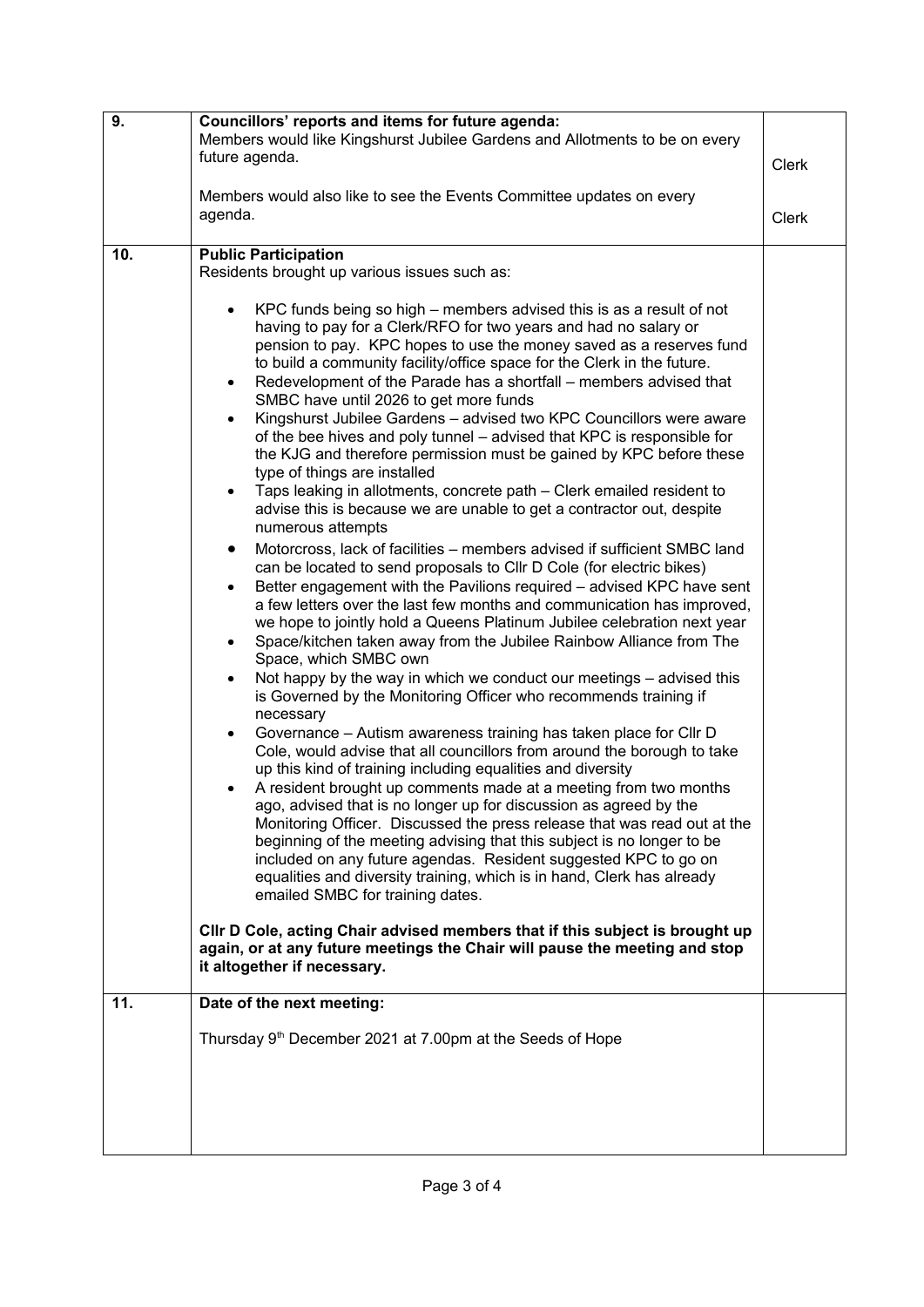| | | |
|---|---|---|
| **9.** | **Councillors' reports and items for future agenda:**<br>Members would like Kingshurst Jubilee Gardens and Allotments to be on every future agenda.<br><br>Members would also like to see the Events Committee updates on every agenda. | Clerk<br><br>Clerk |
| **10.** | **Public Participation**<br>Residents brought up various issues such as:<br><br>• KPC funds being so high – members advised this is as a result of not having to pay for a Clerk/RFO for two years and had no salary or pension to pay. KPC hopes to use the money saved as a reserves fund to build a community facility/office space for the Clerk in the future.<br>• Redevelopment of the Parade has a shortfall – members advised that SMBC have until 2026 to get more funds<br>• Kingshurst Jubilee Gardens – advised two KPC Councillors were aware of the bee hives and poly tunnel – advised that KPC is responsible for the KJG and therefore permission must be gained by KPC before these type of things are installed<br>• Taps leaking in allotments, concrete path – Clerk emailed resident to advise this is because we are unable to get a contractor out, despite numerous attempts<br>• Motorcross, lack of facilities – members advised if sufficient SMBC land can be located to send proposals to Cllr D Cole (for electric bikes)<br>• Better engagement with the Pavilions required – advised KPC have sent a few letters over the last few months and communication has improved, we hope to jointly hold a Queens Platinum Jubilee celebration next year<br>• Space/kitchen taken away from the Jubilee Rainbow Alliance from The Space, which SMBC own<br>• Not happy by the way in which we conduct our meetings – advised this is Governed by the Monitoring Officer who recommends training if necessary<br>• Governance – Autism awareness training has taken place for Cllr D Cole, would advise that all councillors from around the borough to take up this kind of training including equalities and diversity<br>• A resident brought up comments made at a meeting from two months ago, advised that is no longer up for discussion as agreed by the Monitoring Officer. Discussed the press release that was read out at the beginning of the meeting advising that this subject is no longer to be included on any future agendas. Resident suggested KPC to go on equalities and diversity training, which is in hand, Clerk has already emailed SMBC for training dates.<br><br>**Cllr D Cole, acting Chair advised members that if this subject is brought up again, or at any future meetings the Chair will pause the meeting and stop it altogether if necessary.** | |
| **11.** | **Date of the next meeting:**<br><br>Thursday 9th December 2021 at 7.00pm at the Seeds of Hope | |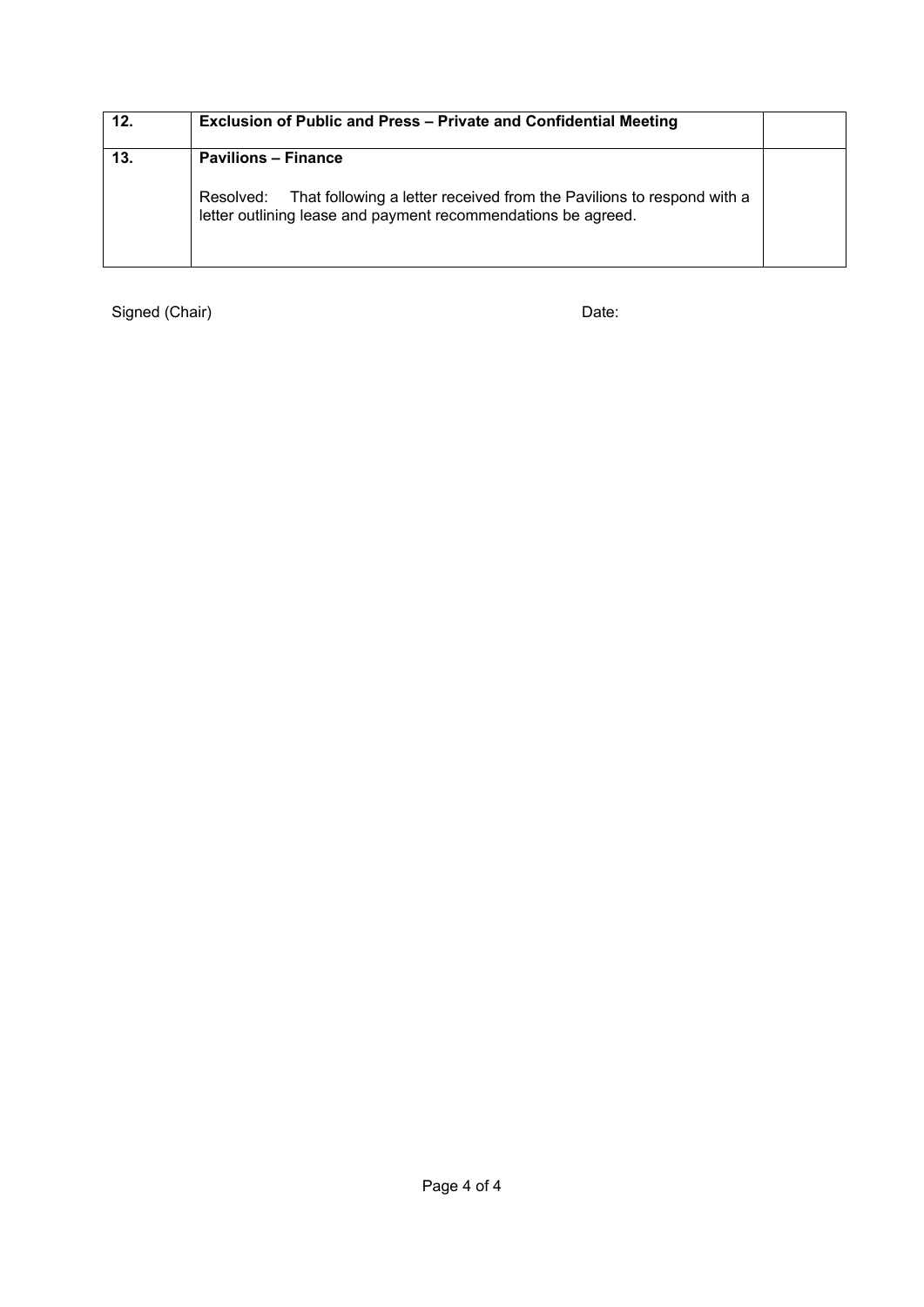| | | |
|---|---|---|
| **12.** | **Exclusion of Public and Press – Private and Confidential Meeting** | |
| **13.** | **Pavilions – Finance**<br><br>Resolved: That following a letter received from the Pavilions to respond with a letter outlining lease and payment recommendations be agreed. | |

Signed (Chair) Date: